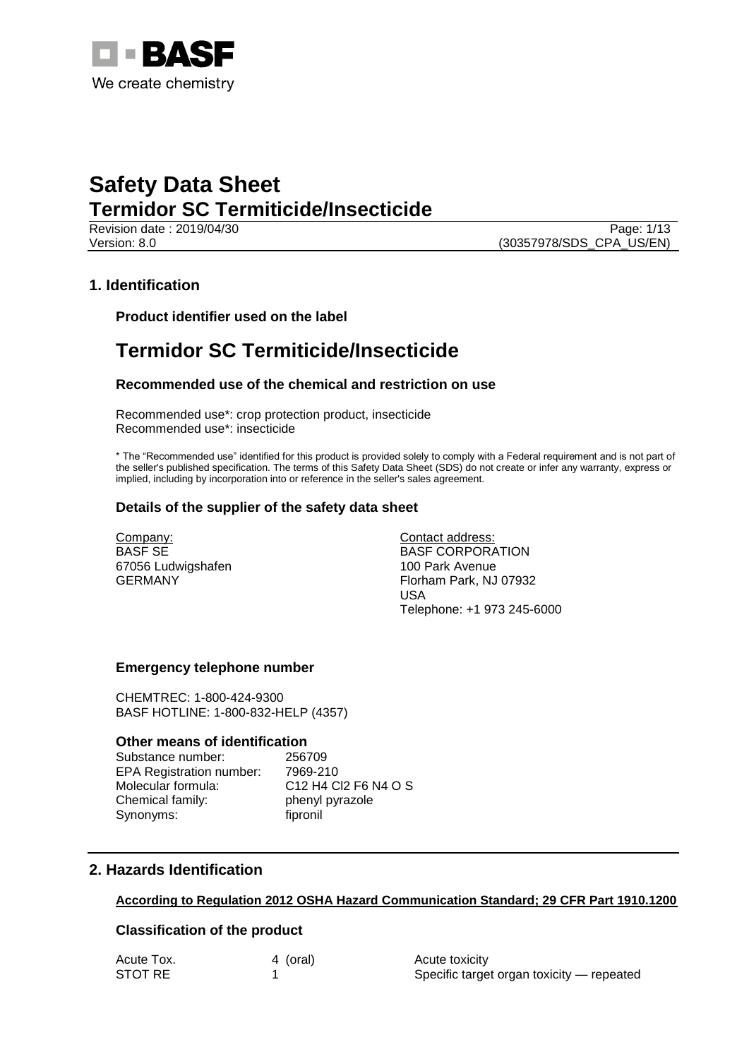BASF
We create chemistry

# Safety Data Sheet

# Termidor SC Termiticide/Insecticide

Revision date : 2019/04/30
Version: 8.0
(30357978/SDS_CPA_US/EN)

## 1. Identification

### Product identifier used on the label

# Termidor SC Termiticide/Insecticide

### Recommended use of the chemical and restriction on use

Recommended use*: crop protection product, insecticide
Recommended use*: insecticide

* The "Recommended use" identified for this product is provided solely to comply with a Federal requirement and is not part of the seller's published specification. The terms of this Safety Data Sheet (SDS) do not create or infer any warranty, express or implied, including by incorporation into or reference in the seller's sales agreement.

### Details of the supplier of the safety data sheet

Company:
BASF SE
67056 Ludwigshafen
GERMANY

Contact address:
BASF CORPORATION
100 Park Avenue
Florham Park, NJ 07932
USA
Telephone: +1 973 245-6000

### Emergency telephone number

CHEMTREC: 1-800-424-9300
BASF HOTLINE: 1-800-832-HELP (4357)

### Other means of identification

| | |
|---|---|
| Substance number: | 256709 |
| EPA Registration number: | 7969-210 |
| Molecular formula: | C12 H4 Cl2 F6 N4 O S |
| Chemical family: | phenyl pyrazole |
| Synonyms: | fipronil |

## 2. Hazards Identification

**According to Regulation 2012 OSHA Hazard Communication Standard; 29 CFR Part 1910.1200**

### Classification of the product

| | | |
|---|---|---|
| Acute Tox. | 4 (oral) | Acute toxicity |
| STOT RE | 1 | Specific target organ toxicity — repeated |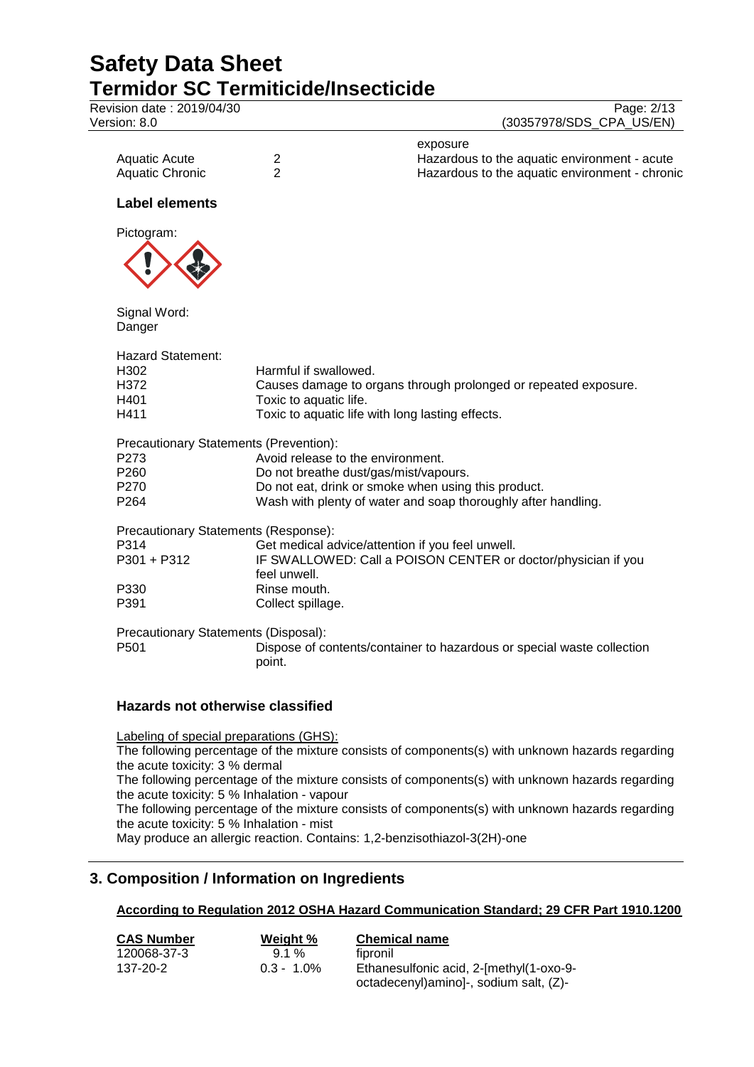| | | |
|---|---|---|
| | | exposure |
| Aquatic Acute | 2 | Hazardous to the aquatic environment - acute |
| Aquatic Chronic | 2 | Hazardous to the aquatic environment - chronic |

### Label elements

Pictogram:

Signal Word:
Danger

Hazard Statement:

| | |
|---|---|
| H302 | Harmful if swallowed. |
| H372 | Causes damage to organs through prolonged or repeated exposure. |
| H401 | Toxic to aquatic life. |
| H411 | Toxic to aquatic life with long lasting effects. |

Precautionary Statements (Prevention):

| | |
|---|---|
| P273 | Avoid release to the environment. |
| P260 | Do not breathe dust/gas/mist/vapours. |
| P270 | Do not eat, drink or smoke when using this product. |
| P264 | Wash with plenty of water and soap thoroughly after handling. |

Precautionary Statements (Response):

| | |
|---|---|
| P314 | Get medical advice/attention if you feel unwell. |
| P301 + P312 | IF SWALLOWED: Call a POISON CENTER or doctor/physician if you feel unwell. |
| P330 | Rinse mouth. |
| P391 | Collect spillage. |

Precautionary Statements (Disposal):

| | |
|---|---|
| P501 | Dispose of contents/container to hazardous or special waste collection point. |

### Hazards not otherwise classified

Labeling of special preparations (GHS):

The following percentage of the mixture consists of components(s) with unknown hazards regarding the acute toxicity: 3 % dermal

The following percentage of the mixture consists of components(s) with unknown hazards regarding the acute toxicity: 5 % Inhalation - vapour

The following percentage of the mixture consists of components(s) with unknown hazards regarding the acute toxicity: 5 % Inhalation - mist

May produce an allergic reaction. Contains: 1,2-benzisothiazol-3(2H)-one

## 3. Composition / Information on Ingredients

**According to Regulation 2012 OSHA Hazard Communication Standard; 29 CFR Part 1910.1200**

| CAS Number | Weight % | Chemical name |
|---|---|---|
| 120068-37-3 | 9.1 % | fipronil |
| 137-20-2 | 0.3 - 1.0% | Ethanesulfonic acid, 2-[methyl(1-oxo-9-octadecenyl)amino]-, sodium salt, (Z)- |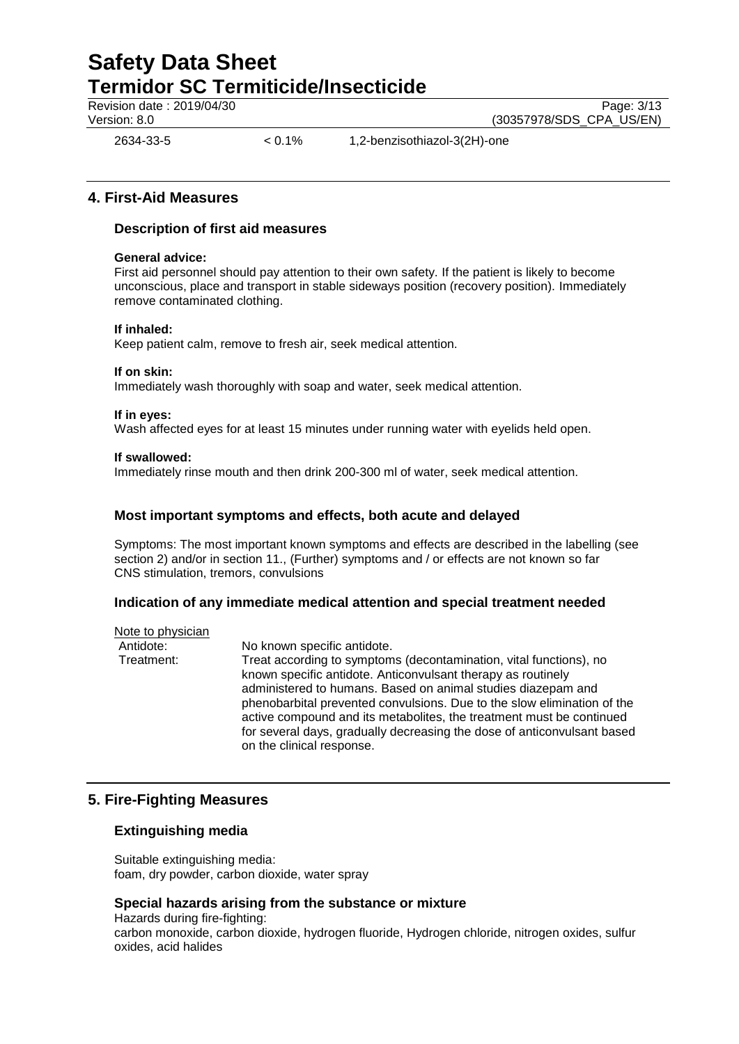| | | |
|---|---|---|
| 2634-33-5 | < 0.1% | 1,2-benzisothiazol-3(2H)-one |

## 4. First-Aid Measures

### Description of first aid measures

**General advice:**
First aid personnel should pay attention to their own safety. If the patient is likely to become unconscious, place and transport in stable sideways position (recovery position). Immediately remove contaminated clothing.

**If inhaled:**
Keep patient calm, remove to fresh air, seek medical attention.

**If on skin:**
Immediately wash thoroughly with soap and water, seek medical attention.

**If in eyes:**
Wash affected eyes for at least 15 minutes under running water with eyelids held open.

**If swallowed:**
Immediately rinse mouth and then drink 200-300 ml of water, seek medical attention.

### Most important symptoms and effects, both acute and delayed

Symptoms: The most important known symptoms and effects are described in the labelling (see section 2) and/or in section 11., (Further) symptoms and / or effects are not known so far CNS stimulation, tremors, convulsions

### Indication of any immediate medical attention and special treatment needed

Note to physician

| | |
|---|---|
| Antidote: | No known specific antidote. |
| Treatment: | Treat according to symptoms (decontamination, vital functions), no known specific antidote. Anticonvulsant therapy as routinely administered to humans. Based on animal studies diazepam and phenobarbital prevented convulsions. Due to the slow elimination of the active compound and its metabolites, the treatment must be continued for several days, gradually decreasing the dose of anticonvulsant based on the clinical response. |

## 5. Fire-Fighting Measures

### Extinguishing media

Suitable extinguishing media:
foam, dry powder, carbon dioxide, water spray

### Special hazards arising from the substance or mixture

Hazards during fire-fighting:
carbon monoxide, carbon dioxide, hydrogen fluoride, Hydrogen chloride, nitrogen oxides, sulfur oxides, acid halides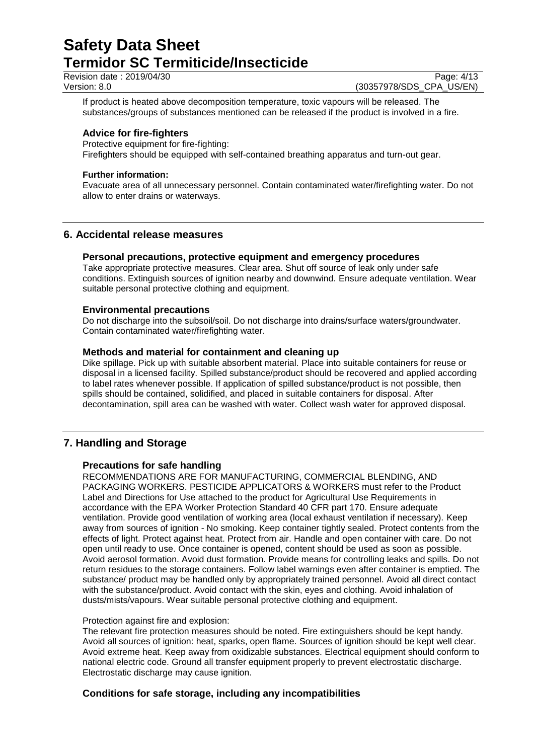If product is heated above decomposition temperature, toxic vapours will be released. The substances/groups of substances mentioned can be released if the product is involved in a fire.

### Advice for fire-fighters

Protective equipment for fire-fighting:
Firefighters should be equipped with self-contained breathing apparatus and turn-out gear.

**Further information:**
Evacuate area of all unnecessary personnel. Contain contaminated water/firefighting water. Do not allow to enter drains or waterways.

## 6. Accidental release measures

### Personal precautions, protective equipment and emergency procedures

Take appropriate protective measures. Clear area. Shut off source of leak only under safe conditions. Extinguish sources of ignition nearby and downwind. Ensure adequate ventilation. Wear suitable personal protective clothing and equipment.

### Environmental precautions

Do not discharge into the subsoil/soil. Do not discharge into drains/surface waters/groundwater. Contain contaminated water/firefighting water.

### Methods and material for containment and cleaning up

Dike spillage. Pick up with suitable absorbent material. Place into suitable containers for reuse or disposal in a licensed facility. Spilled substance/product should be recovered and applied according to label rates whenever possible. If application of spilled substance/product is not possible, then spills should be contained, solidified, and placed in suitable containers for disposal. After decontamination, spill area can be washed with water. Collect wash water for approved disposal.

## 7. Handling and Storage

### Precautions for safe handling

RECOMMENDATIONS ARE FOR MANUFACTURING, COMMERCIAL BLENDING, AND PACKAGING WORKERS. PESTICIDE APPLICATORS & WORKERS must refer to the Product Label and Directions for Use attached to the product for Agricultural Use Requirements in accordance with the EPA Worker Protection Standard 40 CFR part 170. Ensure adequate ventilation. Provide good ventilation of working area (local exhaust ventilation if necessary). Keep away from sources of ignition - No smoking. Keep container tightly sealed. Protect contents from the effects of light. Protect against heat. Protect from air. Handle and open container with care. Do not open until ready to use. Once container is opened, content should be used as soon as possible. Avoid aerosol formation. Avoid dust formation. Provide means for controlling leaks and spills. Do not return residues to the storage containers. Follow label warnings even after container is emptied. The substance/ product may be handled only by appropriately trained personnel. Avoid all direct contact with the substance/product. Avoid contact with the skin, eyes and clothing. Avoid inhalation of dusts/mists/vapours. Wear suitable personal protective clothing and equipment.

Protection against fire and explosion:
The relevant fire protection measures should be noted. Fire extinguishers should be kept handy. Avoid all sources of ignition: heat, sparks, open flame. Sources of ignition should be kept well clear. Avoid extreme heat. Keep away from oxidizable substances. Electrical equipment should conform to national electric code. Ground all transfer equipment properly to prevent electrostatic discharge. Electrostatic discharge may cause ignition.

### Conditions for safe storage, including any incompatibilities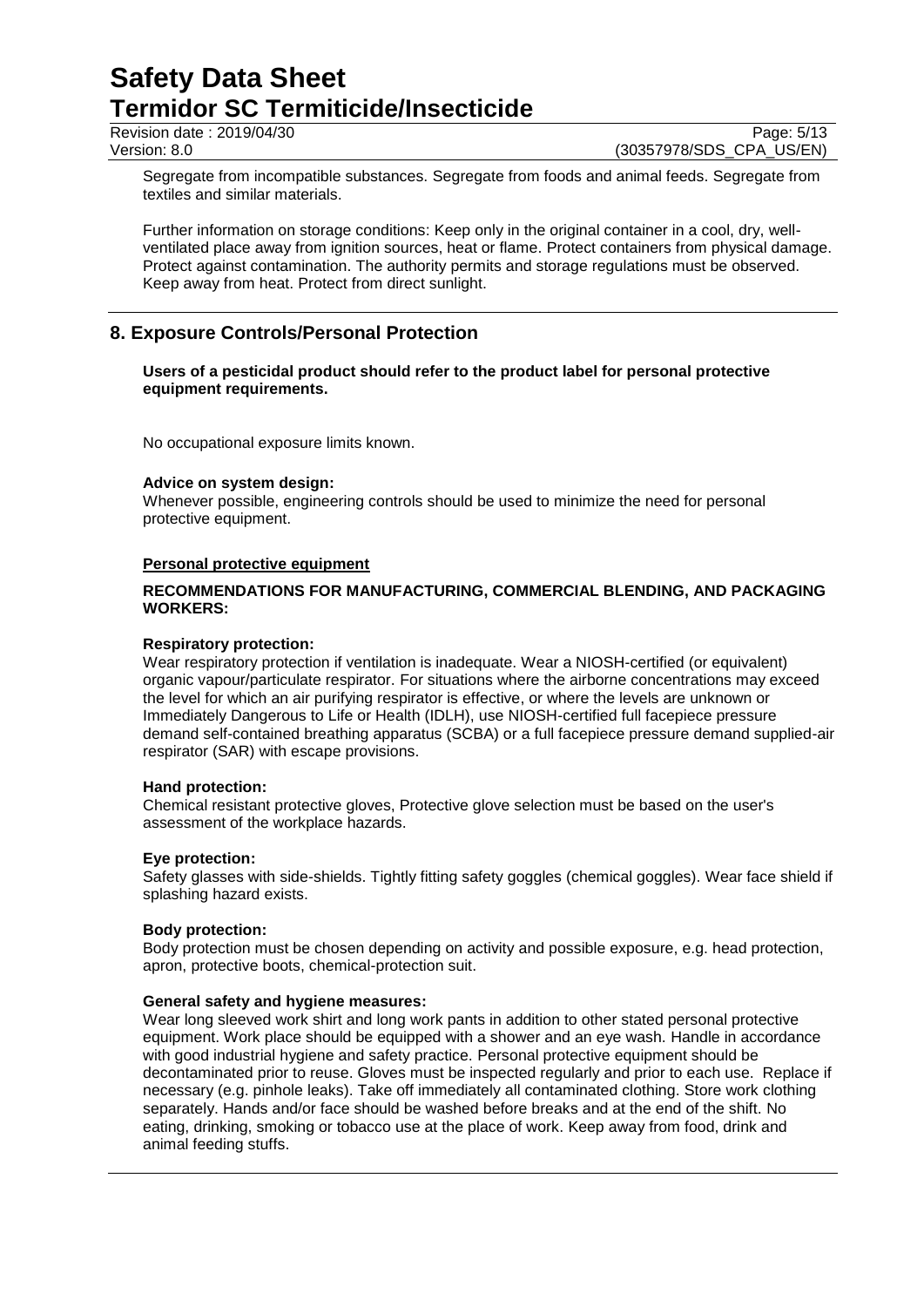Segregate from incompatible substances. Segregate from foods and animal feeds. Segregate from textiles and similar materials.

Further information on storage conditions: Keep only in the original container in a cool, dry, well-ventilated place away from ignition sources, heat or flame. Protect containers from physical damage. Protect against contamination. The authority permits and storage regulations must be observed. Keep away from heat. Protect from direct sunlight.

## 8. Exposure Controls/Personal Protection

**Users of a pesticidal product should refer to the product label for personal protective equipment requirements.**

No occupational exposure limits known.

**Advice on system design:**
Whenever possible, engineering controls should be used to minimize the need for personal protective equipment.

**Personal protective equipment**

**RECOMMENDATIONS FOR MANUFACTURING, COMMERCIAL BLENDING, AND PACKAGING WORKERS:**

**Respiratory protection:**
Wear respiratory protection if ventilation is inadequate. Wear a NIOSH-certified (or equivalent) organic vapour/particulate respirator. For situations where the airborne concentrations may exceed the level for which an air purifying respirator is effective, or where the levels are unknown or Immediately Dangerous to Life or Health (IDLH), use NIOSH-certified full facepiece pressure demand self-contained breathing apparatus (SCBA) or a full facepiece pressure demand supplied-air respirator (SAR) with escape provisions.

**Hand protection:**
Chemical resistant protective gloves, Protective glove selection must be based on the user's assessment of the workplace hazards.

**Eye protection:**
Safety glasses with side-shields. Tightly fitting safety goggles (chemical goggles). Wear face shield if splashing hazard exists.

**Body protection:**
Body protection must be chosen depending on activity and possible exposure, e.g. head protection, apron, protective boots, chemical-protection suit.

**General safety and hygiene measures:**
Wear long sleeved work shirt and long work pants in addition to other stated personal protective equipment. Work place should be equipped with a shower and an eye wash. Handle in accordance with good industrial hygiene and safety practice. Personal protective equipment should be decontaminated prior to reuse. Gloves must be inspected regularly and prior to each use. Replace if necessary (e.g. pinhole leaks). Take off immediately all contaminated clothing. Store work clothing separately. Hands and/or face should be washed before breaks and at the end of the shift. No eating, drinking, smoking or tobacco use at the place of work. Keep away from food, drink and animal feeding stuffs.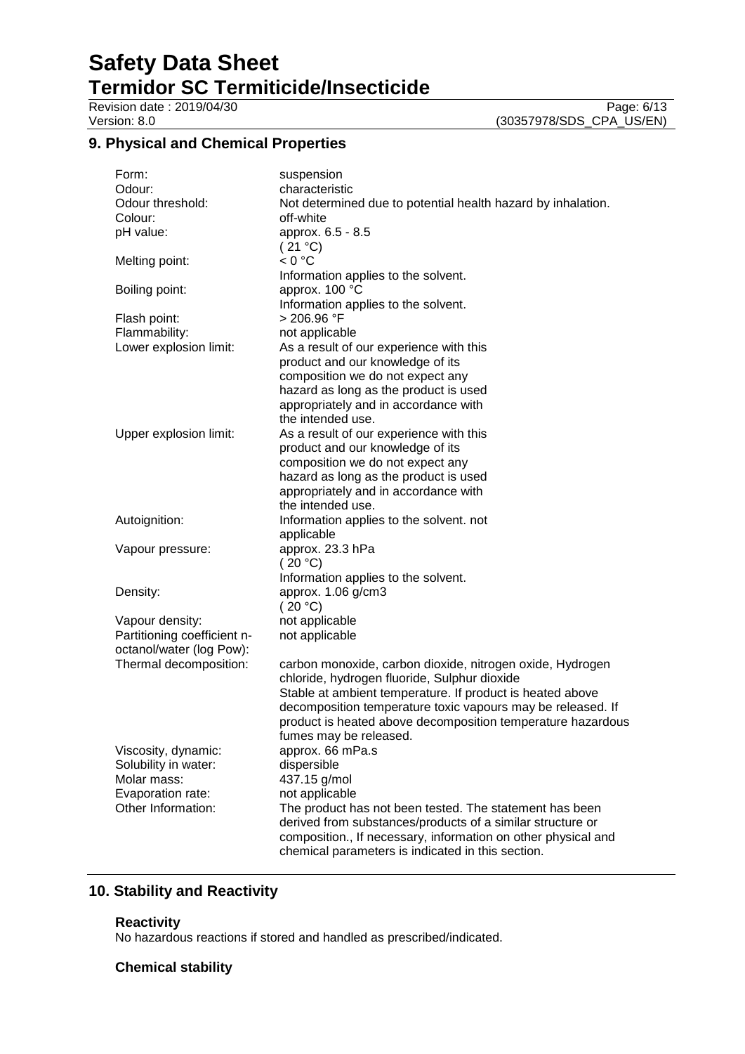## 9. Physical and Chemical Properties

| | |
|---|---|
| Form: | suspension |
| Odour: | characteristic |
| Odour threshold: | Not determined due to potential health hazard by inhalation. |
| Colour: | off-white |
| pH value: | approx. 6.5 - 8.5<br>( 21 °C) |
| Melting point: | < 0 °C<br>Information applies to the solvent. |
| Boiling point: | approx. 100 °C<br>Information applies to the solvent. |
| Flash point: | > 206.96 °F |
| Flammability: | not applicable |
| Lower explosion limit: | As a result of our experience with this product and our knowledge of its composition we do not expect any hazard as long as the product is used appropriately and in accordance with the intended use. |
| Upper explosion limit: | As a result of our experience with this product and our knowledge of its composition we do not expect any hazard as long as the product is used appropriately and in accordance with the intended use. |
| Autoignition: | Information applies to the solvent. not applicable |
| Vapour pressure: | approx. 23.3 hPa<br>( 20 °C)<br>Information applies to the solvent. |
| Density: | approx. 1.06 g/cm3<br>( 20 °C) |
| Vapour density: | not applicable |
| Partitioning coefficient n-octanol/water (log Pow): | not applicable |
| Thermal decomposition: | carbon monoxide, carbon dioxide, nitrogen oxide, Hydrogen chloride, hydrogen fluoride, Sulphur dioxide<br>Stable at ambient temperature. If product is heated above decomposition temperature toxic vapours may be released. If product is heated above decomposition temperature hazardous fumes may be released. |
| Viscosity, dynamic: | approx. 66 mPa.s |
| Solubility in water: | dispersible |
| Molar mass: | 437.15 g/mol |
| Evaporation rate: | not applicable |
| Other Information: | The product has not been tested. The statement has been derived from substances/products of a similar structure or composition., If necessary, information on other physical and chemical parameters is indicated in this section. |

## 10. Stability and Reactivity

### Reactivity

No hazardous reactions if stored and handled as prescribed/indicated.

### Chemical stability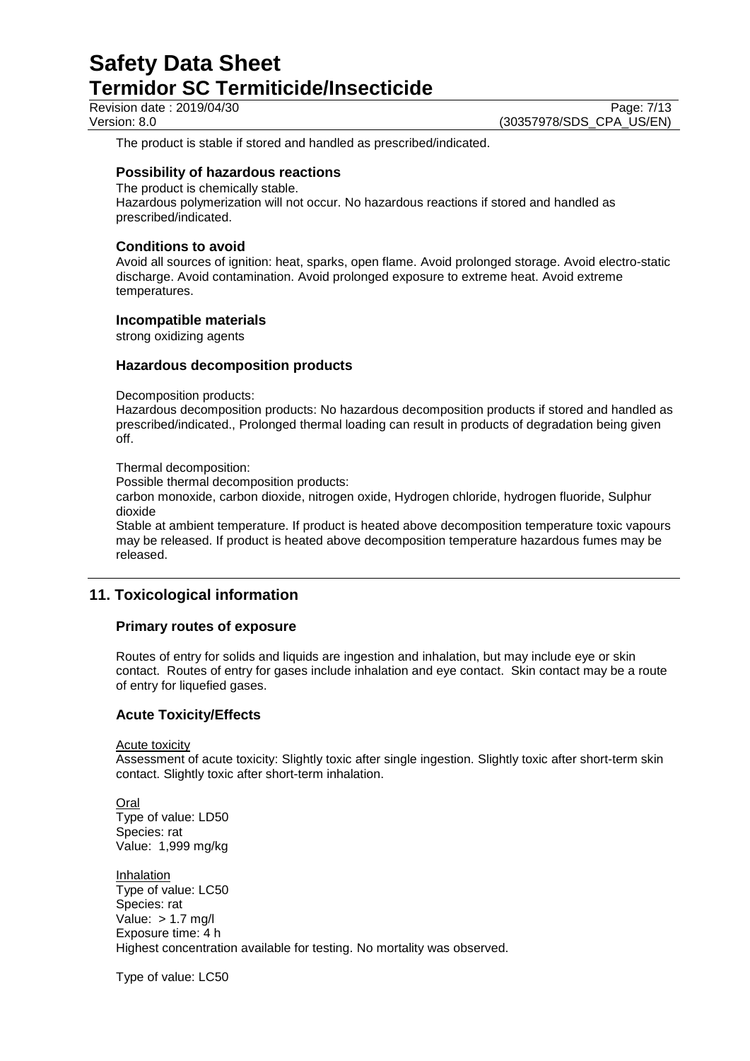The product is stable if stored and handled as prescribed/indicated.

### Possibility of hazardous reactions

The product is chemically stable.
Hazardous polymerization will not occur. No hazardous reactions if stored and handled as prescribed/indicated.

### Conditions to avoid

Avoid all sources of ignition: heat, sparks, open flame. Avoid prolonged storage. Avoid electro-static discharge. Avoid contamination. Avoid prolonged exposure to extreme heat. Avoid extreme temperatures.

### Incompatible materials

strong oxidizing agents

### Hazardous decomposition products

Decomposition products:
Hazardous decomposition products: No hazardous decomposition products if stored and handled as prescribed/indicated., Prolonged thermal loading can result in products of degradation being given off.

Thermal decomposition:
Possible thermal decomposition products:
carbon monoxide, carbon dioxide, nitrogen oxide, Hydrogen chloride, hydrogen fluoride, Sulphur dioxide
Stable at ambient temperature. If product is heated above decomposition temperature toxic vapours may be released. If product is heated above decomposition temperature hazardous fumes may be released.

## 11. Toxicological information

### Primary routes of exposure

Routes of entry for solids and liquids are ingestion and inhalation, but may include eye or skin contact. Routes of entry for gases include inhalation and eye contact. Skin contact may be a route of entry for liquefied gases.

### Acute Toxicity/Effects

Acute toxicity
Assessment of acute toxicity: Slightly toxic after single ingestion. Slightly toxic after short-term skin contact. Slightly toxic after short-term inhalation.

Oral
Type of value: LD50
Species: rat
Value: 1,999 mg/kg

Inhalation
Type of value: LC50
Species: rat
Value: > 1.7 mg/l
Exposure time: 4 h
Highest concentration available for testing. No mortality was observed.

Type of value: LC50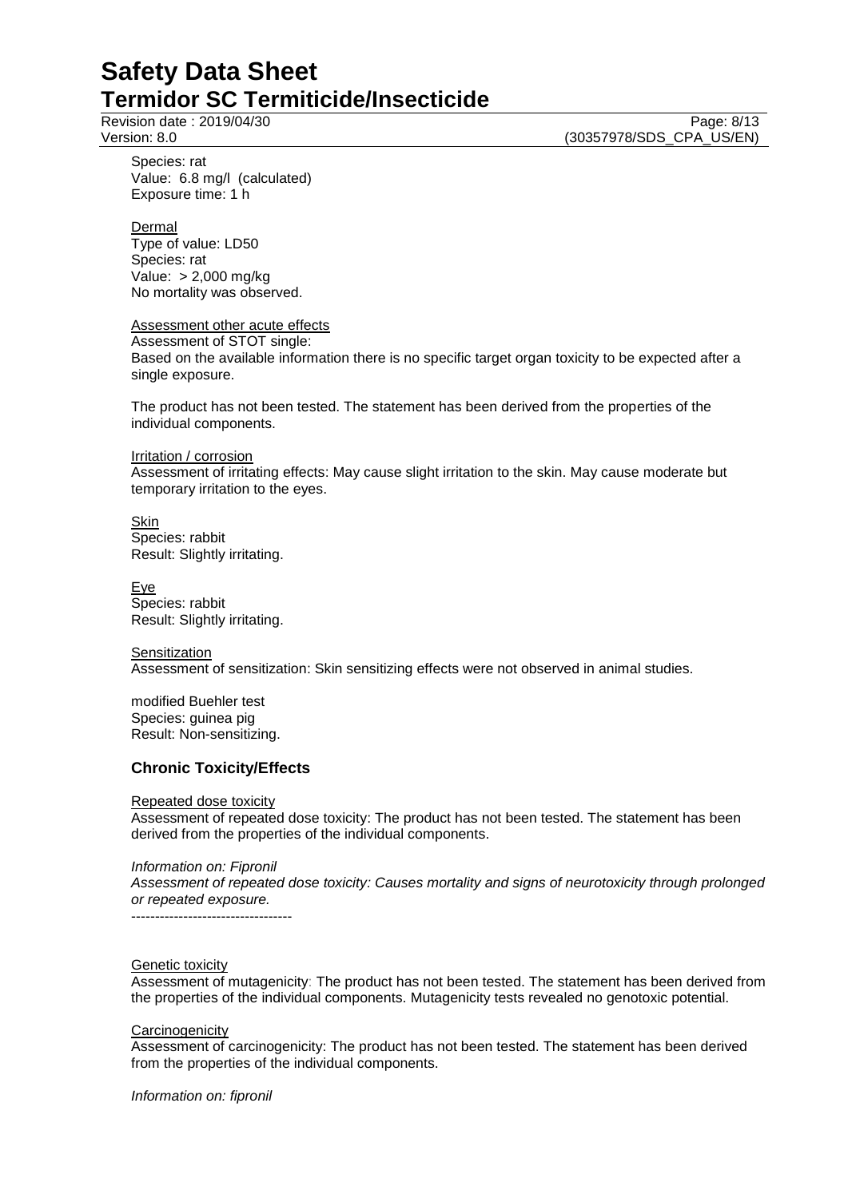Species: rat
Value: 6.8 mg/l (calculated)
Exposure time: 1 h

Dermal
Type of value: LD50
Species: rat
Value: > 2,000 mg/kg
No mortality was observed.

Assessment other acute effects
Assessment of STOT single:
Based on the available information there is no specific target organ toxicity to be expected after a single exposure.

The product has not been tested. The statement has been derived from the properties of the individual components.

Irritation / corrosion
Assessment of irritating effects: May cause slight irritation to the skin. May cause moderate but temporary irritation to the eyes.

Skin
Species: rabbit
Result: Slightly irritating.

Eye
Species: rabbit
Result: Slightly irritating.

Sensitization
Assessment of sensitization: Skin sensitizing effects were not observed in animal studies.

modified Buehler test
Species: guinea pig
Result: Non-sensitizing.

### Chronic Toxicity/Effects

Repeated dose toxicity
Assessment of repeated dose toxicity: The product has not been tested. The statement has been derived from the properties of the individual components.

*Information on: Fipronil*
*Assessment of repeated dose toxicity: Causes mortality and signs of neurotoxicity through prolonged or repeated exposure.*
----------------------------------

Genetic toxicity
Assessment of mutagenicity: The product has not been tested. The statement has been derived from the properties of the individual components. Mutagenicity tests revealed no genotoxic potential.

Carcinogenicity
Assessment of carcinogenicity: The product has not been tested. The statement has been derived from the properties of the individual components.

*Information on: fipronil*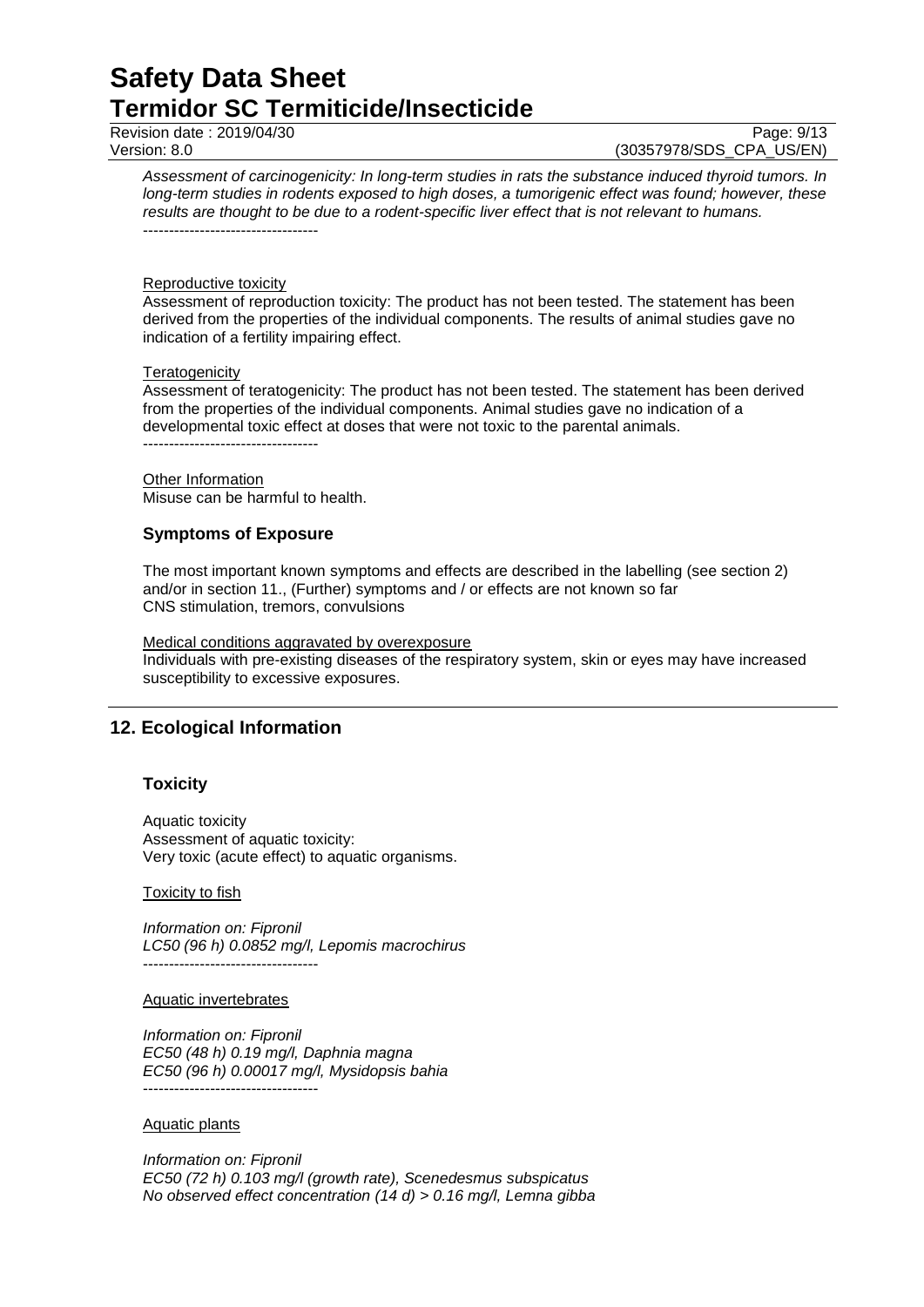*Assessment of carcinogenicity: In long-term studies in rats the substance induced thyroid tumors. In long-term studies in rodents exposed to high doses, a tumorigenic effect was found; however, these results are thought to be due to a rodent-specific liver effect that is not relevant to humans.*

----------------------------------

Reproductive toxicity

Assessment of reproduction toxicity: The product has not been tested. The statement has been derived from the properties of the individual components. The results of animal studies gave no indication of a fertility impairing effect.

Teratogenicity

Assessment of teratogenicity: The product has not been tested. The statement has been derived from the properties of the individual components. Animal studies gave no indication of a developmental toxic effect at doses that were not toxic to the parental animals.

----------------------------------

Other Information

Misuse can be harmful to health.

### Symptoms of Exposure

The most important known symptoms and effects are described in the labelling (see section 2) and/or in section 11., (Further) symptoms and / or effects are not known so far
CNS stimulation, tremors, convulsions

Medical conditions aggravated by overexposure

Individuals with pre-existing diseases of the respiratory system, skin or eyes may have increased susceptibility to excessive exposures.

## 12. Ecological Information

### Toxicity

Aquatic toxicity
Assessment of aquatic toxicity:
Very toxic (acute effect) to aquatic organisms.

Toxicity to fish

*Information on: Fipronil*
*LC50 (96 h) 0.0852 mg/l, Lepomis macrochirus*

----------------------------------

Aquatic invertebrates

*Information on: Fipronil*
*EC50 (48 h) 0.19 mg/l, Daphnia magna*
*EC50 (96 h) 0.00017 mg/l, Mysidopsis bahia*

----------------------------------

Aquatic plants

*Information on: Fipronil*
*EC50 (72 h) 0.103 mg/l (growth rate), Scenedesmus subspicatus*
*No observed effect concentration (14 d) > 0.16 mg/l, Lemna gibba*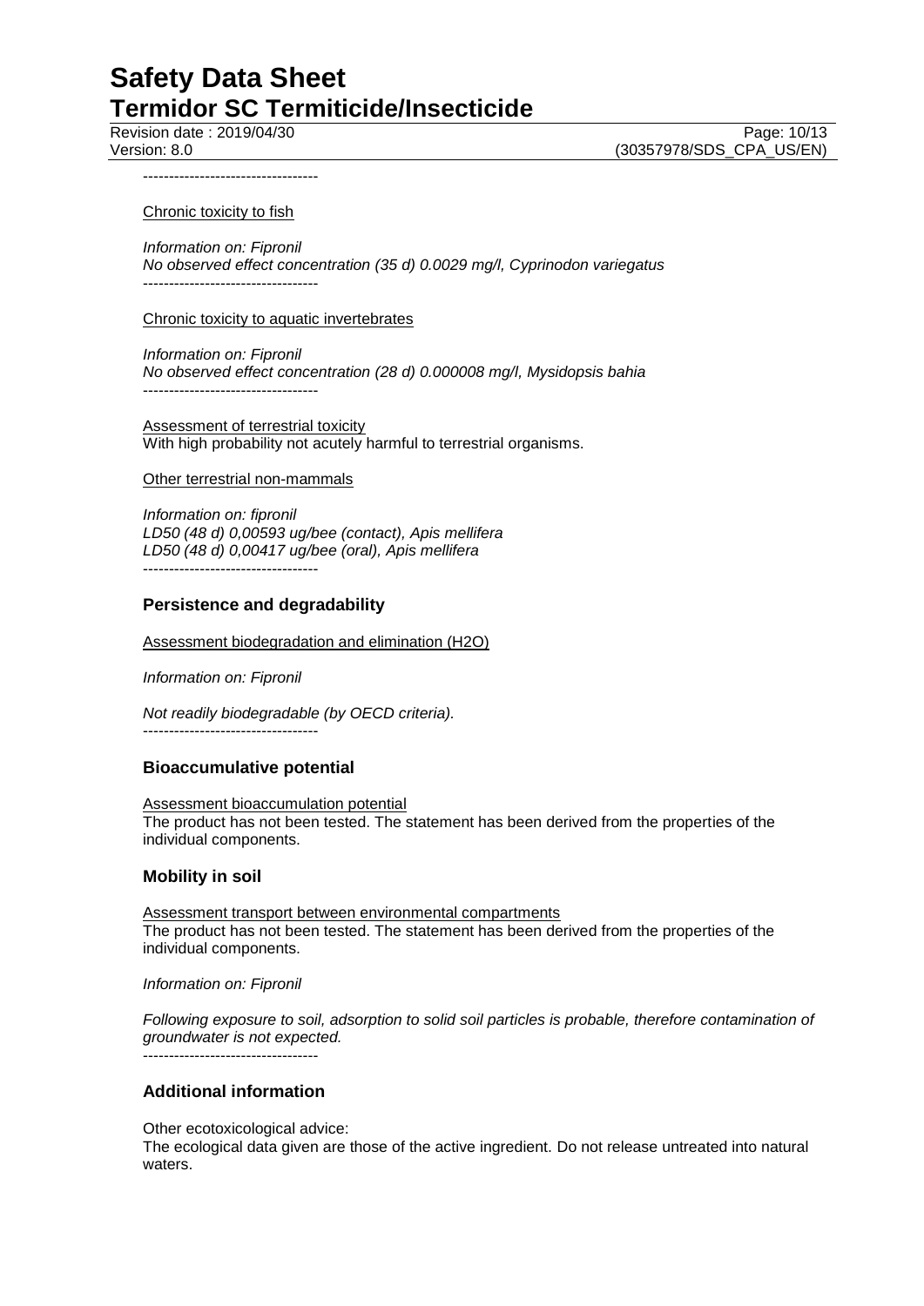----------------------------------

Chronic toxicity to fish

*Information on: Fipronil*
*No observed effect concentration (35 d) 0.0029 mg/l, Cyprinodon variegatus*
*----------------------------------*

Chronic toxicity to aquatic invertebrates

*Information on: Fipronil*
*No observed effect concentration (28 d) 0.000008 mg/l, Mysidopsis bahia*
*----------------------------------*

Assessment of terrestrial toxicity
With high probability not acutely harmful to terrestrial organisms.

Other terrestrial non-mammals

*Information on: fipronil*
*LD50 (48 d) 0,00593 ug/bee (contact), Apis mellifera*
*LD50 (48 d) 0,00417 ug/bee (oral), Apis mellifera*
*----------------------------------*

### Persistence and degradability

Assessment biodegradation and elimination (H2O)

*Information on: Fipronil*

*Not readily biodegradable (by OECD criteria).*
*----------------------------------*

### Bioaccumulative potential

Assessment bioaccumulation potential
The product has not been tested. The statement has been derived from the properties of the individual components.

### Mobility in soil

Assessment transport between environmental compartments
The product has not been tested. The statement has been derived from the properties of the individual components.

*Information on: Fipronil*

*Following exposure to soil, adsorption to solid soil particles is probable, therefore contamination of groundwater is not expected.*
*----------------------------------*

### Additional information

Other ecotoxicological advice:
The ecological data given are those of the active ingredient. Do not release untreated into natural waters.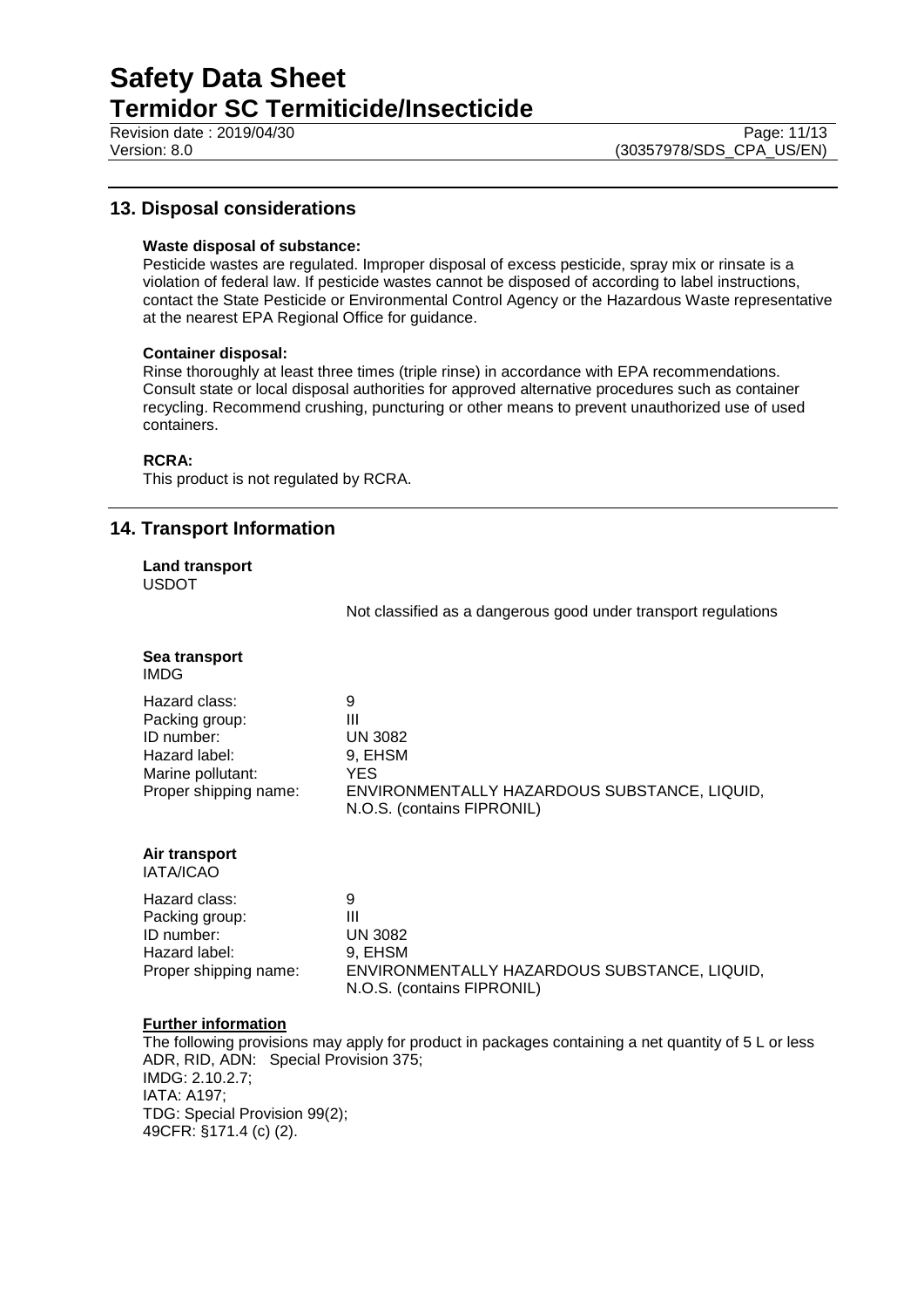## 13. Disposal considerations

**Waste disposal of substance:**

Pesticide wastes are regulated. Improper disposal of excess pesticide, spray mix or rinsate is a violation of federal law. If pesticide wastes cannot be disposed of according to label instructions, contact the State Pesticide or Environmental Control Agency or the Hazardous Waste representative at the nearest EPA Regional Office for guidance.

**Container disposal:**

Rinse thoroughly at least three times (triple rinse) in accordance with EPA recommendations. Consult state or local disposal authorities for approved alternative procedures such as container recycling. Recommend crushing, puncturing or other means to prevent unauthorized use of used containers.

**RCRA:**

This product is not regulated by RCRA.

## 14. Transport Information

**Land transport**

USDOT

Not classified as a dangerous good under transport regulations

**Sea transport**

IMDG

| | |
|---|---|
| Hazard class: | 9 |
| Packing group: | III |
| ID number: | UN 3082 |
| Hazard label: | 9, EHSM |
| Marine pollutant: | YES |
| Proper shipping name: | ENVIRONMENTALLY HAZARDOUS SUBSTANCE, LIQUID, N.O.S. (contains FIPRONIL) |

**Air transport**

IATA/ICAO

| | |
|---|---|
| Hazard class: | 9 |
| Packing group: | III |
| ID number: | UN 3082 |
| Hazard label: | 9, EHSM |
| Proper shipping name: | ENVIRONMENTALLY HAZARDOUS SUBSTANCE, LIQUID, N.O.S. (contains FIPRONIL) |

**Further information**

The following provisions may apply for product in packages containing a net quantity of 5 L or less
ADR, RID, ADN: Special Provision 375;
IMDG: 2.10.2.7;
IATA: A197;
TDG: Special Provision 99(2);
49CFR: §171.4 (c) (2).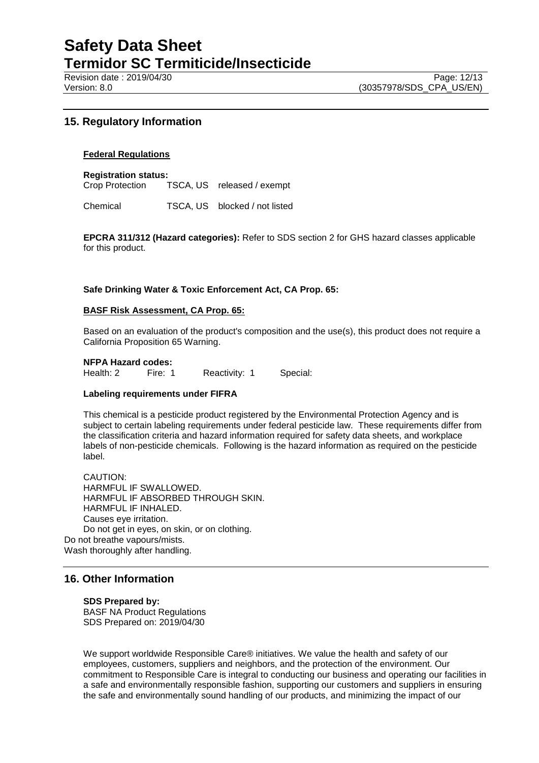## 15. Regulatory Information

### Federal Regulations

**Registration status:**

| | | |
|---|---|---|
| Crop Protection | TSCA, US | released / exempt |
| Chemical | TSCA, US | blocked / not listed |

**EPCRA 311/312 (Hazard categories):** Refer to SDS section 2 for GHS hazard classes applicable for this product.

**Safe Drinking Water & Toxic Enforcement Act, CA Prop. 65:**

**BASF Risk Assessment, CA Prop. 65:**

Based on an evaluation of the product's composition and the use(s), this product does not require a California Proposition 65 Warning.

**NFPA Hazard codes:**

Health: 2 Fire: 1 Reactivity: 1 Special:

**Labeling requirements under FIFRA**

This chemical is a pesticide product registered by the Environmental Protection Agency and is subject to certain labeling requirements under federal pesticide law. These requirements differ from the classification criteria and hazard information required for safety data sheets, and workplace labels of non-pesticide chemicals. Following is the hazard information as required on the pesticide label.

CAUTION:
HARMFUL IF SWALLOWED.
HARMFUL IF ABSORBED THROUGH SKIN.
HARMFUL IF INHALED.
Causes eye irritation.
Do not get in eyes, on skin, or on clothing.
Do not breathe vapours/mists.
Wash thoroughly after handling.

## 16. Other Information

**SDS Prepared by:**
BASF NA Product Regulations
SDS Prepared on: 2019/04/30

We support worldwide Responsible Care® initiatives. We value the health and safety of our employees, customers, suppliers and neighbors, and the protection of the environment. Our commitment to Responsible Care is integral to conducting our business and operating our facilities in a safe and environmentally responsible fashion, supporting our customers and suppliers in ensuring the safe and environmentally sound handling of our products, and minimizing the impact of our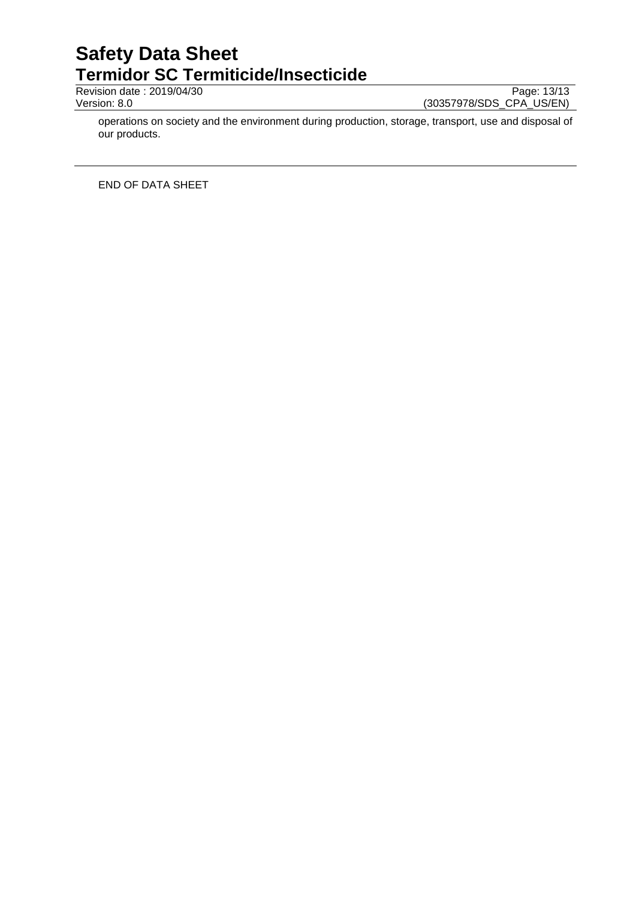operations on society and the environment during production, storage, transport, use and disposal of our products.

---

END OF DATA SHEET